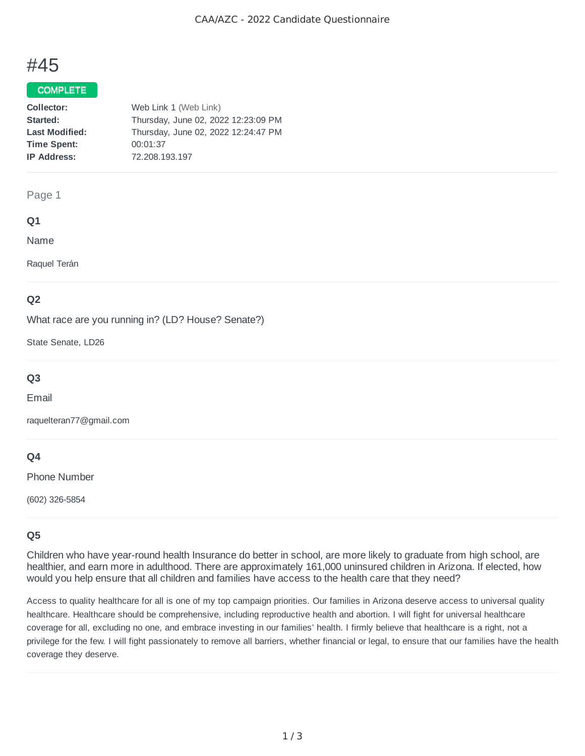# #45

COMPLETE

**Collector:** Web Link 1 (Web Link)
**Started:** Thursday, June 02, 2022 12:23:09 PM
**Last Modified:** Thursday, June 02, 2022 12:24:47 PM
**Time Spent:** 00:01:37
**IP Address:** 72.208.193.197

---

Page 1

### Q1

Name

Raquel Terán

### Q2

What race are you running in? (LD? House? Senate?)

State Senate, LD26

### Q3

Email

raquelteran77@gmail.com

### Q4

Phone Number

(602) 326-5854

### Q5

Children who have year-round health Insurance do better in school, are more likely to graduate from high school, are healthier, and earn more in adulthood. There are approximately 161,000 uninsured children in Arizona. If elected, how would you help ensure that all children and families have access to the health care that they need?

Access to quality healthcare for all is one of my top campaign priorities. Our families in Arizona deserve access to universal quality healthcare. Healthcare should be comprehensive, including reproductive health and abortion. I will fight for universal healthcare coverage for all, excluding no one, and embrace investing in our families' health. I firmly believe that healthcare is a right, not a privilege for the few. I will fight passionately to remove all barriers, whether financial or legal, to ensure that our families have the health coverage they deserve.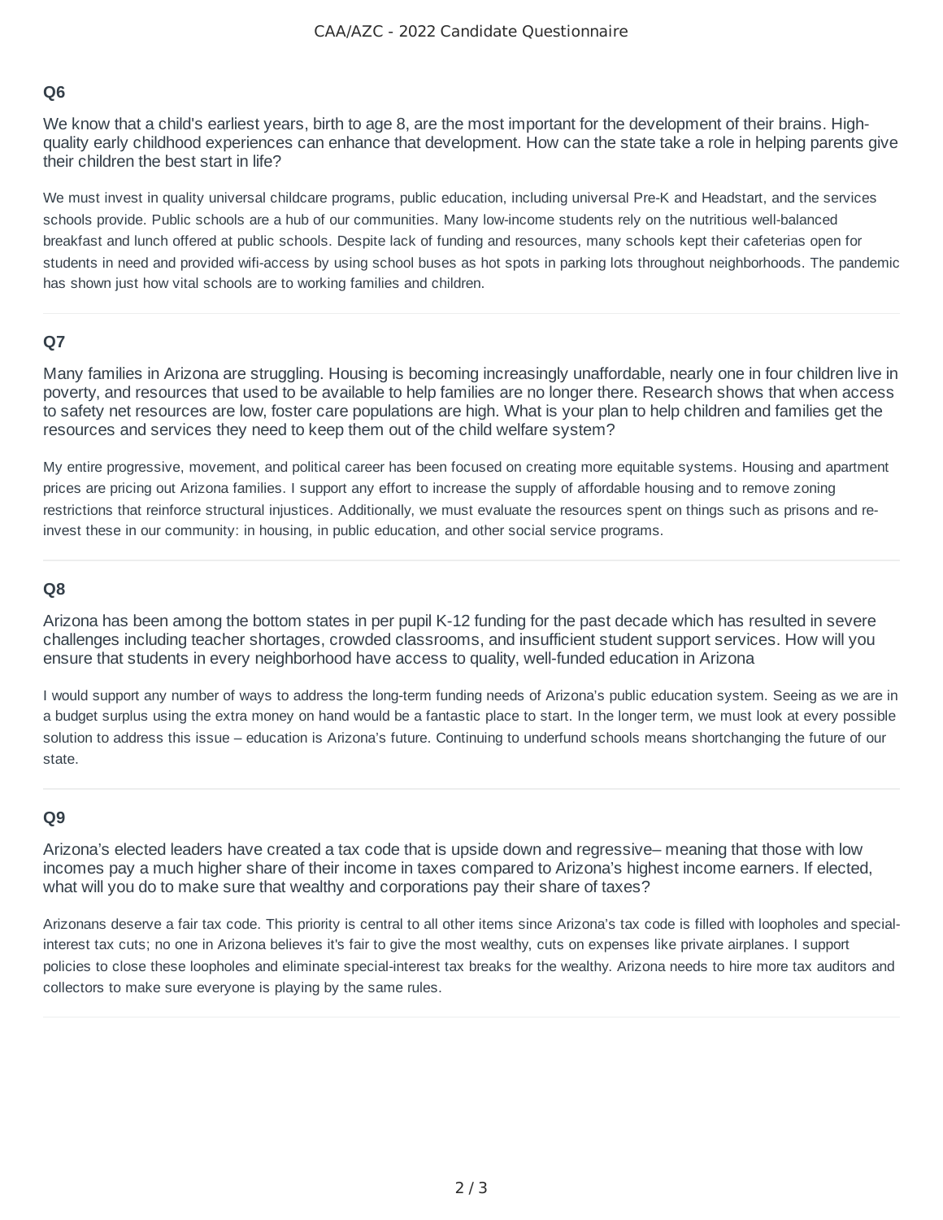### Q6

We know that a child's earliest years, birth to age 8, are the most important for the development of their brains. High-quality early childhood experiences can enhance that development. How can the state take a role in helping parents give their children the best start in life?

We must invest in quality universal childcare programs, public education, including universal Pre-K and Headstart, and the services schools provide. Public schools are a hub of our communities. Many low-income students rely on the nutritious well-balanced breakfast and lunch offered at public schools. Despite lack of funding and resources, many schools kept their cafeterias open for students in need and provided wifi-access by using school buses as hot spots in parking lots throughout neighborhoods. The pandemic has shown just how vital schools are to working families and children.

---

### Q7

Many families in Arizona are struggling. Housing is becoming increasingly unaffordable, nearly one in four children live in poverty, and resources that used to be available to help families are no longer there. Research shows that when access to safety net resources are low, foster care populations are high. What is your plan to help children and families get the resources and services they need to keep them out of the child welfare system?

My entire progressive, movement, and political career has been focused on creating more equitable systems. Housing and apartment prices are pricing out Arizona families. I support any effort to increase the supply of affordable housing and to remove zoning restrictions that reinforce structural injustices. Additionally, we must evaluate the resources spent on things such as prisons and re-invest these in our community: in housing, in public education, and other social service programs.

---

### Q8

Arizona has been among the bottom states in per pupil K-12 funding for the past decade which has resulted in severe challenges including teacher shortages, crowded classrooms, and insufficient student support services. How will you ensure that students in every neighborhood have access to quality, well-funded education in Arizona

I would support any number of ways to address the long-term funding needs of Arizona's public education system. Seeing as we are in a budget surplus using the extra money on hand would be a fantastic place to start. In the longer term, we must look at every possible solution to address this issue – education is Arizona's future. Continuing to underfund schools means shortchanging the future of our state.

---

### Q9

Arizona's elected leaders have created a tax code that is upside down and regressive– meaning that those with low incomes pay a much higher share of their income in taxes compared to Arizona's highest income earners. If elected, what will you do to make sure that wealthy and corporations pay their share of taxes?

Arizonans deserve a fair tax code. This priority is central to all other items since Arizona's tax code is filled with loopholes and special-interest tax cuts; no one in Arizona believes it's fair to give the most wealthy, cuts on expenses like private airplanes. I support policies to close these loopholes and eliminate special-interest tax breaks for the wealthy. Arizona needs to hire more tax auditors and collectors to make sure everyone is playing by the same rules.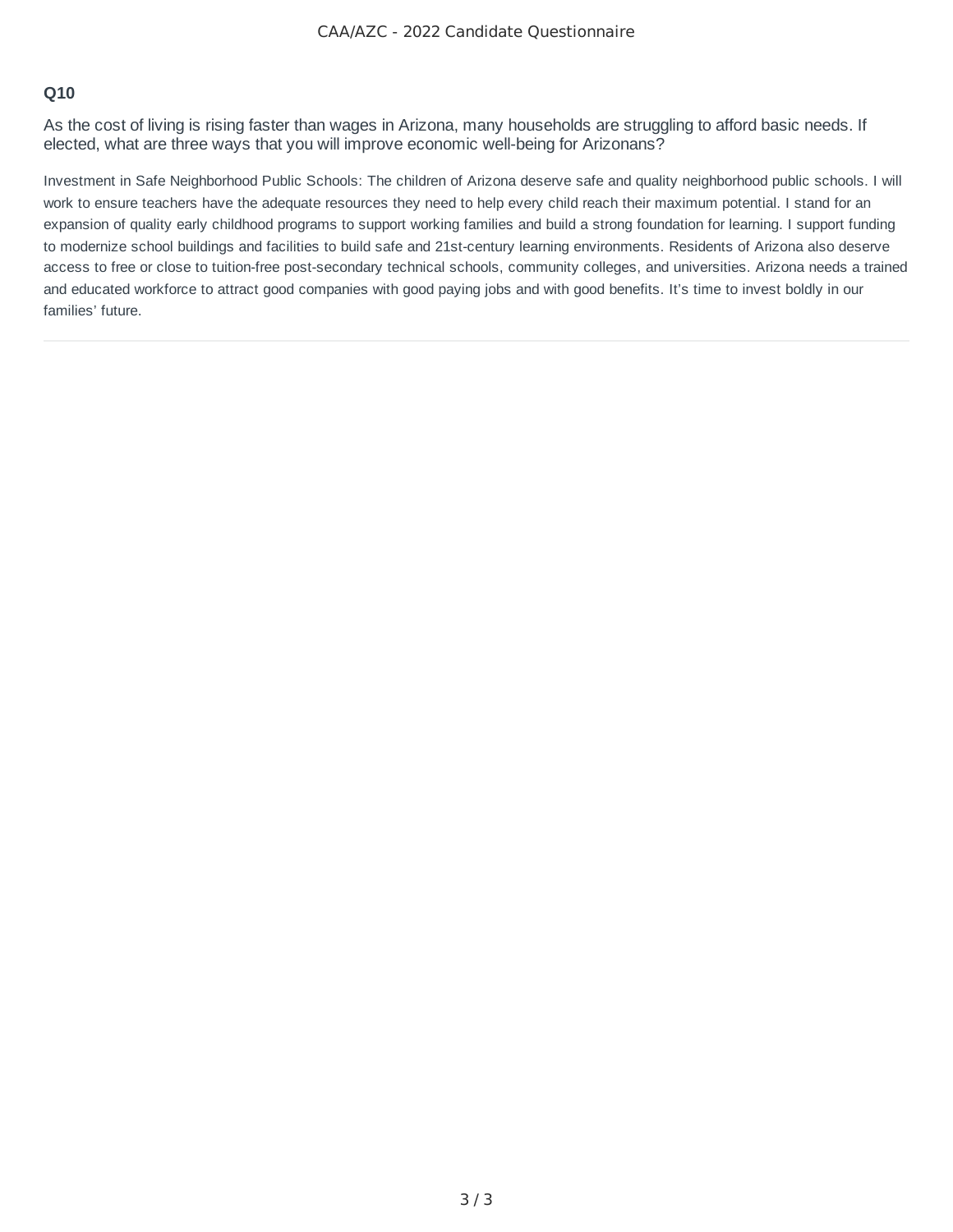**Q10**

As the cost of living is rising faster than wages in Arizona, many households are struggling to afford basic needs. If elected, what are three ways that you will improve economic well-being for Arizonans?

Investment in Safe Neighborhood Public Schools: The children of Arizona deserve safe and quality neighborhood public schools. I will work to ensure teachers have the adequate resources they need to help every child reach their maximum potential. I stand for an expansion of quality early childhood programs to support working families and build a strong foundation for learning. I support funding to modernize school buildings and facilities to build safe and 21st-century learning environments. Residents of Arizona also deserve access to free or close to tuition-free post-secondary technical schools, community colleges, and universities. Arizona needs a trained and educated workforce to attract good companies with good paying jobs and with good benefits. It's time to invest boldly in our families' future.